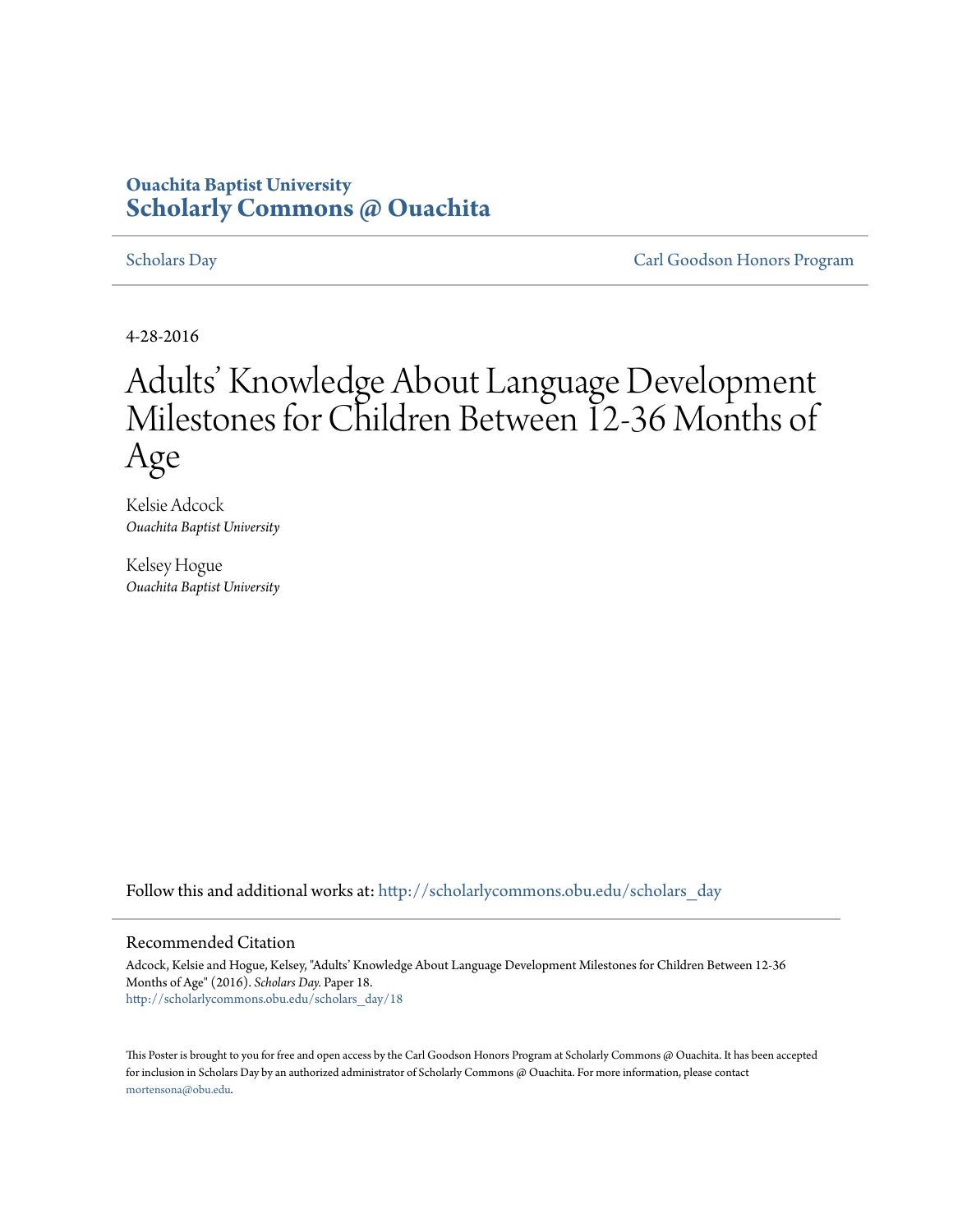**Ouachita Baptist University**
**Scholarly Commons @ Ouachita**

Scholars Day | Carl Goodson Honors Program

4-28-2016

# Adults' Knowledge About Language Development Milestones for Children Between 12-36 Months of Age

Kelsie Adcock
*Ouachita Baptist University*

Kelsey Hogue
*Ouachita Baptist University*

Follow this and additional works at: http://scholarlycommons.obu.edu/scholars_day

## Recommended Citation

Adcock, Kelsie and Hogue, Kelsey, "Adults' Knowledge About Language Development Milestones for Children Between 12-36 Months of Age" (2016). *Scholars Day.* Paper 18.
http://scholarlycommons.obu.edu/scholars_day/18

This Poster is brought to you for free and open access by the Carl Goodson Honors Program at Scholarly Commons @ Ouachita. It has been accepted for inclusion in Scholars Day by an authorized administrator of Scholarly Commons @ Ouachita. For more information, please contact mortensona@obu.edu.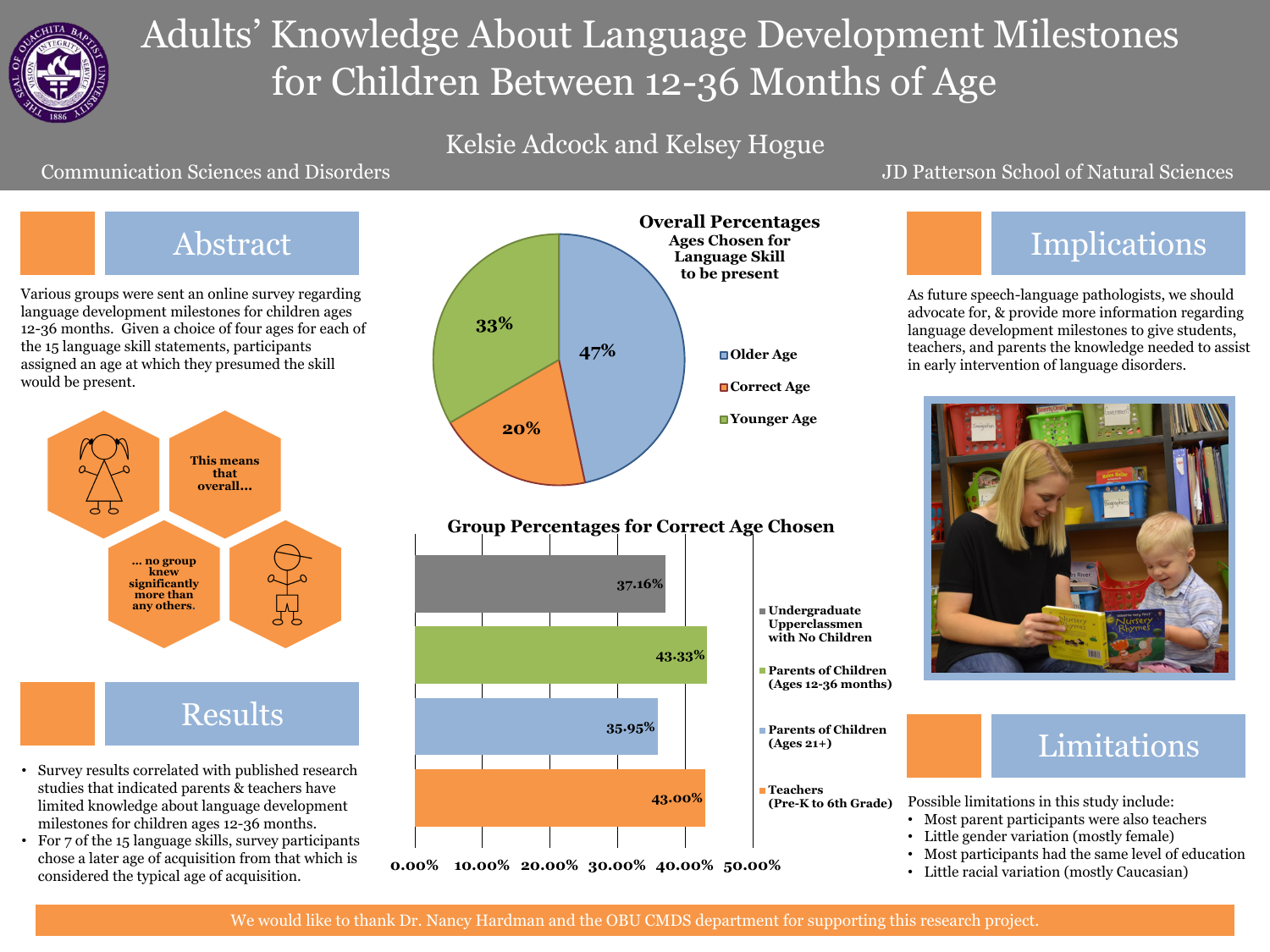# Adults' Knowledge About Language Development Milestones for Children Between 12-36 Months of Age

Kelsie Adcock and Kelsey Hogue

Communication Sciences and Disorders

JD Patterson School of Natural Sciences

## Abstract

Various groups were sent an online survey regarding language development milestones for children ages 12-36 months. Given a choice of four ages for each of the 15 language skill statements, participants assigned an age at which they presumed the skill would be present.

This means that overall...

... no group knew significantly more than any others.

## Results

- Survey results correlated with published research studies that indicated parents & teachers have limited knowledge about language development milestones for children ages 12-36 months.
- For 7 of the 15 language skills, survey participants chose a later age of acquisition from that which is considered the typical age of acquisition.

**Overall Percentages**
**Ages Chosen for Language Skill to be present**

47%
20%
33%

Older Age
Correct Age
Younger Age

**Group Percentages for Correct Age Chosen**

37.16%
43.33%
35.95%
43.00%

0.00% 10.00% 20.00% 30.00% 40.00% 50.00%

Undergraduate Upperclassmen with No Children
Parents of Children (Ages 12-36 months)
Parents of Children (Ages 21+)
Teachers (Pre-K to 6th Grade)

## Implications

As future speech-language pathologists, we should advocate for, & provide more information regarding language development milestones to give students, teachers, and parents the knowledge needed to assist in early intervention of language disorders.

## Limitations

Possible limitations in this study include:

- Most parent participants were also teachers
- Little gender variation (mostly female)
- Most participants had the same level of education
- Little racial variation (mostly Caucasian)

We would like to thank Dr. Nancy Hardman and the OBU CMDS department for supporting this research project.